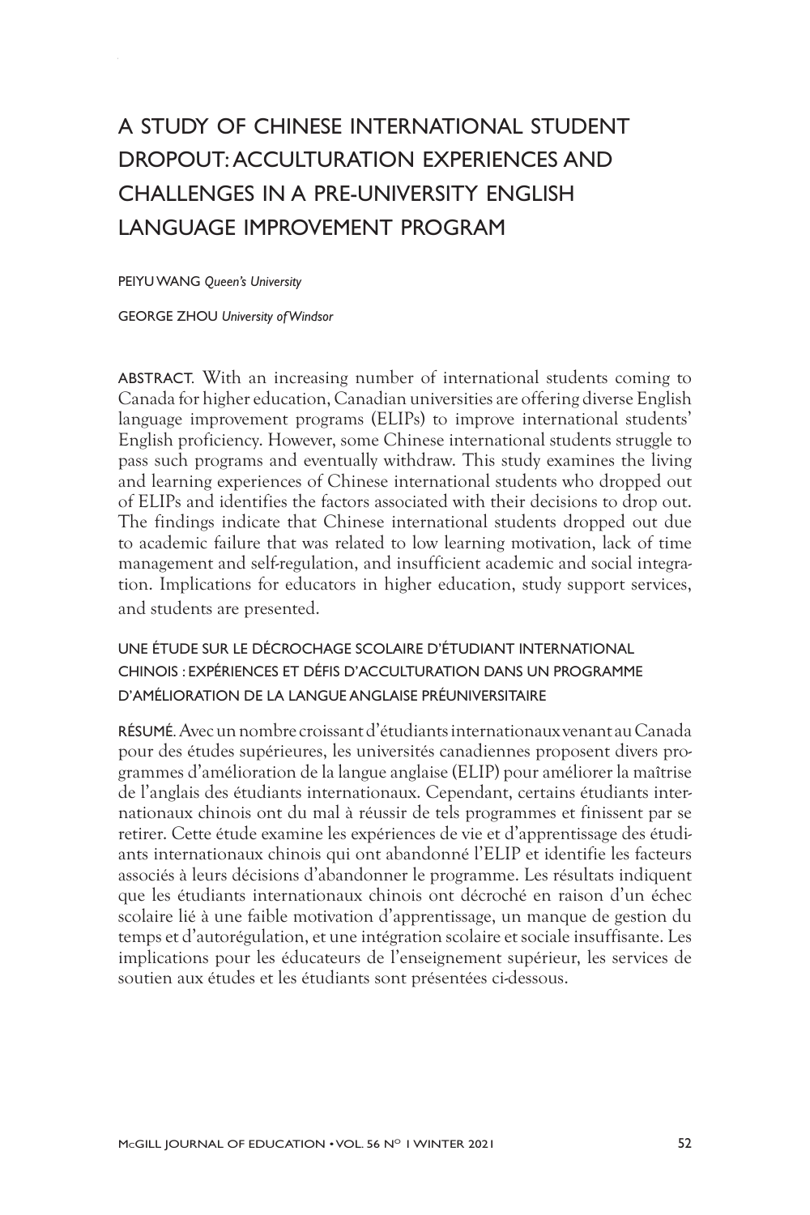# A STUDY OF CHINESE INTERNATIONAL STUDENT DROPOUT: ACCULTURATION EXPERIENCES AND CHALLENGES IN A PRE-UNIVERSITY ENGLISH LANGUAGE IMPROVEMENT PROGRAM

PEIYU WANG *Queen's University*

GEORGE ZHOU *University of Windsor*

ABSTRACT. With an increasing number of international students coming to Canada for higher education, Canadian universities are offering diverse English language improvement programs (ELIPs) to improve international students' English proficiency. However, some Chinese international students struggle to pass such programs and eventually withdraw. This study examines the living and learning experiences of Chinese international students who dropped out of ELIPs and identifies the factors associated with their decisions to drop out. The findings indicate that Chinese international students dropped out due to academic failure that was related to low learning motivation, lack of time management and self-regulation, and insufficient academic and social integration. Implications for educators in higher education, study support services, and students are presented.

## UNE ÉTUDE SUR LE DÉCROCHAGE SCOLAIRE D'ÉTUDIANT INTERNATIONAL CHINOIS : EXPÉRIENCES ET DÉFIS D'ACCULTURATION DANS UN PROGRAMME D'AMÉLIORATION DE LA LANGUE ANGLAISE PRÉUNIVERSITAIRE

RÉSUMÉ. Avec un nombre croissant d'étudiants internationaux venant au Canada pour des études supérieures, les universités canadiennes proposent divers programmes d'amélioration de la langue anglaise (ELIP) pour améliorer la maîtrise de l'anglais des étudiants internationaux. Cependant, certains étudiants internationaux chinois ont du mal à réussir de tels programmes et finissent par se retirer. Cette étude examine les expériences de vie et d'apprentissage des étudiants internationaux chinois qui ont abandonné l'ELIP et identifie les facteurs associés à leurs décisions d'abandonner le programme. Les résultats indiquent que les étudiants internationaux chinois ont décroché en raison d'un échec scolaire lié à une faible motivation d'apprentissage, un manque de gestion du temps et d'autorégulation, et une intégration scolaire et sociale insuffisante. Les implications pour les éducateurs de l'enseignement supérieur, les services de soutien aux études et les étudiants sont présentées ci-dessous.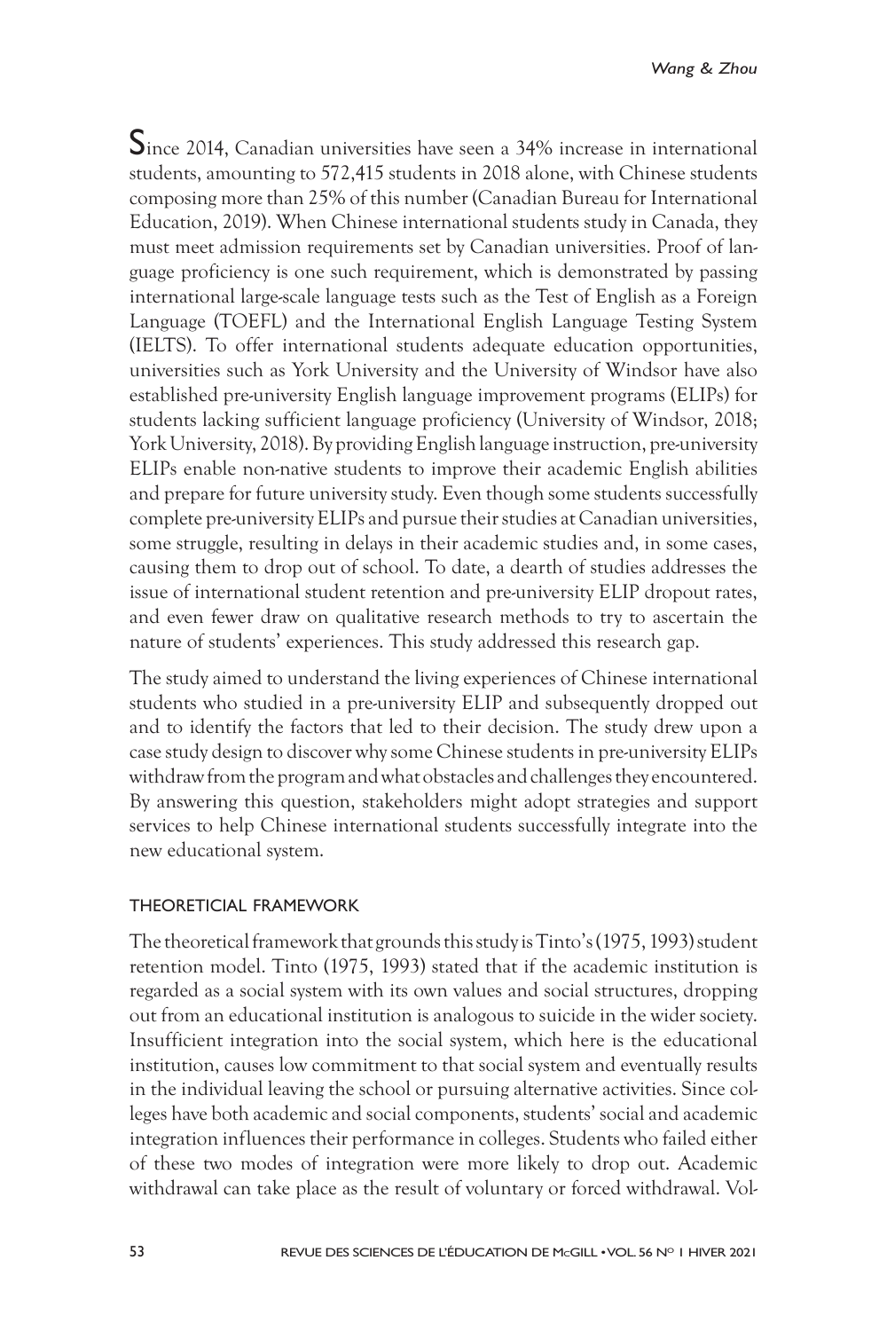Since 2014, Canadian universities have seen a 34% increase in international students, amounting to 572,415 students in 2018 alone, with Chinese students composing more than 25% of this number (Canadian Bureau for International Education, 2019). When Chinese international students study in Canada, they must meet admission requirements set by Canadian universities. Proof of language proficiency is one such requirement, which is demonstrated by passing international large-scale language tests such as the Test of English as a Foreign Language (TOEFL) and the International English Language Testing System (IELTS). To offer international students adequate education opportunities, universities such as York University and the University of Windsor have also established pre-university English language improvement programs (ELIPs) for students lacking sufficient language proficiency (University of Windsor, 2018; York University, 2018). By providing English language instruction, pre-university ELIPs enable non-native students to improve their academic English abilities and prepare for future university study. Even though some students successfully complete pre-university ELIPs and pursue their studies at Canadian universities, some struggle, resulting in delays in their academic studies and, in some cases, causing them to drop out of school. To date, a dearth of studies addresses the issue of international student retention and pre-university ELIP dropout rates, and even fewer draw on qualitative research methods to try to ascertain the nature of students' experiences. This study addressed this research gap.

The study aimed to understand the living experiences of Chinese international students who studied in a pre-university ELIP and subsequently dropped out and to identify the factors that led to their decision. The study drew upon a case study design to discover why some Chinese students in pre-university ELIPs withdraw from the program and what obstacles and challenges they encountered. By answering this question, stakeholders might adopt strategies and support services to help Chinese international students successfully integrate into the new educational system.

## THEORETICAL FRAMEWORK

The theoretical framework that grounds this study is Tinto's (1975, 1993) student retention model. Tinto (1975, 1993) stated that if the academic institution is regarded as a social system with its own values and social structures, dropping out from an educational institution is analogous to suicide in the wider society. Insufficient integration into the social system, which here is the educational institution, causes low commitment to that social system and eventually results in the individual leaving the school or pursuing alternative activities. Since colleges have both academic and social components, students' social and academic integration influences their performance in colleges. Students who failed either of these two modes of integration were more likely to drop out. Academic withdrawal can take place as the result of voluntary or forced withdrawal. Vol-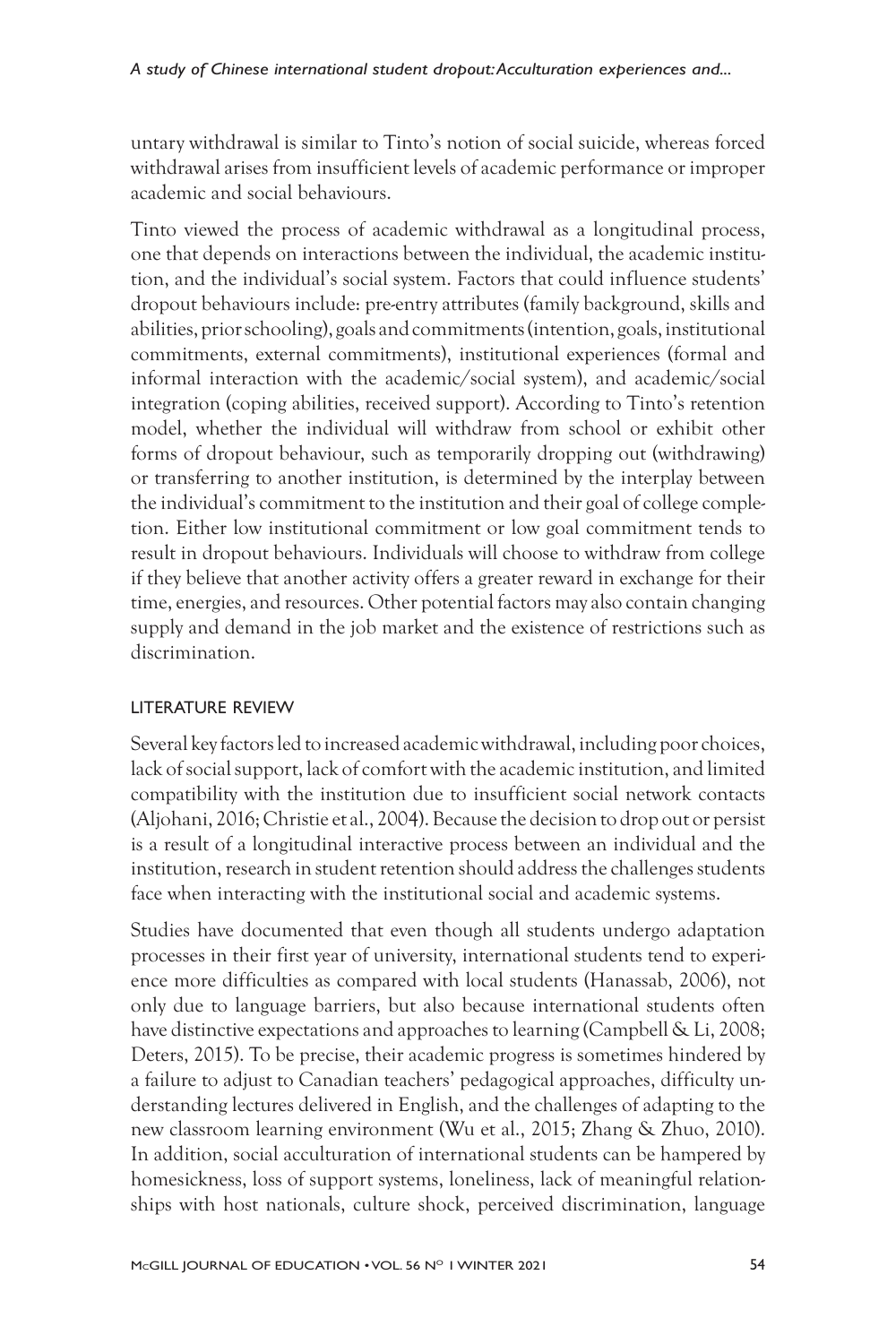untary withdrawal is similar to Tinto's notion of social suicide, whereas forced withdrawal arises from insufficient levels of academic performance or improper academic and social behaviours.

Tinto viewed the process of academic withdrawal as a longitudinal process, one that depends on interactions between the individual, the academic institution, and the individual's social system. Factors that could influence students' dropout behaviours include: pre-entry attributes (family background, skills and abilities, prior schooling), goals and commitments (intention, goals, institutional commitments, external commitments), institutional experiences (formal and informal interaction with the academic/social system), and academic/social integration (coping abilities, received support). According to Tinto's retention model, whether the individual will withdraw from school or exhibit other forms of dropout behaviour, such as temporarily dropping out (withdrawing) or transferring to another institution, is determined by the interplay between the individual's commitment to the institution and their goal of college completion. Either low institutional commitment or low goal commitment tends to result in dropout behaviours. Individuals will choose to withdraw from college if they believe that another activity offers a greater reward in exchange for their time, energies, and resources. Other potential factors may also contain changing supply and demand in the job market and the existence of restrictions such as discrimination.

## LITERATURE REVIEW

Several key factors led to increased academic withdrawal, including poor choices, lack of social support, lack of comfort with the academic institution, and limited compatibility with the institution due to insufficient social network contacts (Aljohani, 2016; Christie et al., 2004). Because the decision to drop out or persist is a result of a longitudinal interactive process between an individual and the institution, research in student retention should address the challenges students face when interacting with the institutional social and academic systems.

Studies have documented that even though all students undergo adaptation processes in their first year of university, international students tend to experience more difficulties as compared with local students (Hanassab, 2006), not only due to language barriers, but also because international students often have distinctive expectations and approaches to learning (Campbell & Li, 2008; Deters, 2015). To be precise, their academic progress is sometimes hindered by a failure to adjust to Canadian teachers' pedagogical approaches, difficulty understanding lectures delivered in English, and the challenges of adapting to the new classroom learning environment (Wu et al., 2015; Zhang & Zhuo, 2010). In addition, social acculturation of international students can be hampered by homesickness, loss of support systems, loneliness, lack of meaningful relationships with host nationals, culture shock, perceived discrimination, language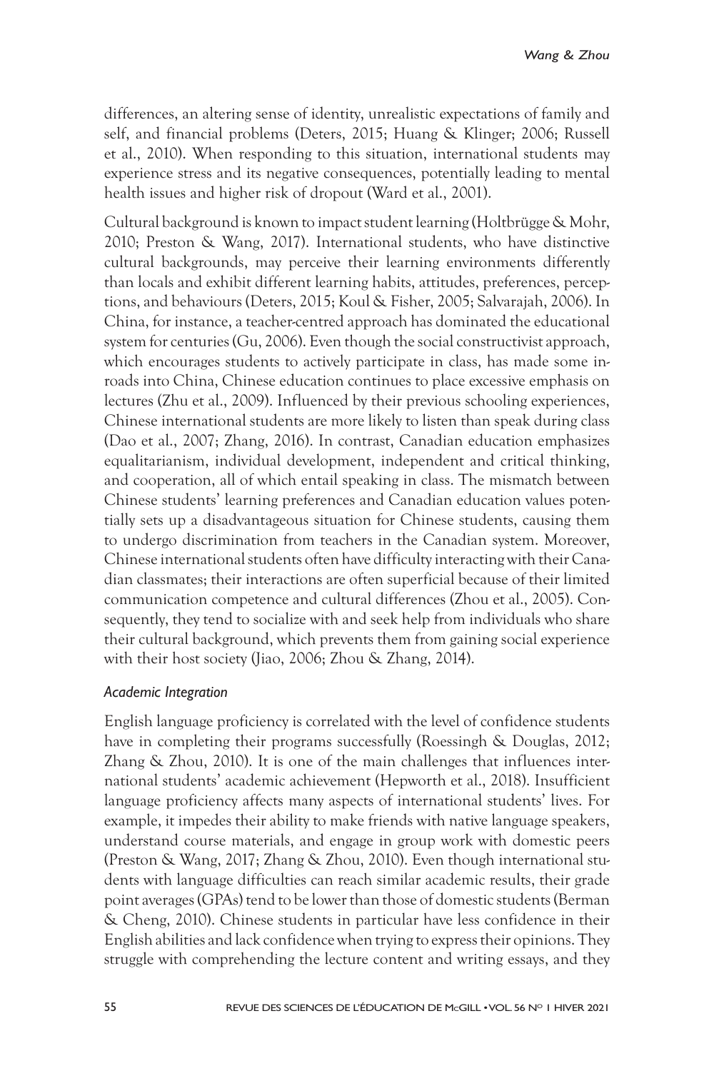differences, an altering sense of identity, unrealistic expectations of family and self, and financial problems (Deters, 2015; Huang & Klinger; 2006; Russell et al., 2010). When responding to this situation, international students may experience stress and its negative consequences, potentially leading to mental health issues and higher risk of dropout (Ward et al., 2001).

Cultural background is known to impact student learning (Holtbrügge & Mohr, 2010; Preston & Wang, 2017). International students, who have distinctive cultural backgrounds, may perceive their learning environments differently than locals and exhibit different learning habits, attitudes, preferences, perceptions, and behaviours (Deters, 2015; Koul & Fisher, 2005; Salvarajah, 2006). In China, for instance, a teacher-centred approach has dominated the educational system for centuries (Gu, 2006). Even though the social constructivist approach, which encourages students to actively participate in class, has made some inroads into China, Chinese education continues to place excessive emphasis on lectures (Zhu et al., 2009). Influenced by their previous schooling experiences, Chinese international students are more likely to listen than speak during class (Dao et al., 2007; Zhang, 2016). In contrast, Canadian education emphasizes equalitarianism, individual development, independent and critical thinking, and cooperation, all of which entail speaking in class. The mismatch between Chinese students' learning preferences and Canadian education values potentially sets up a disadvantageous situation for Chinese students, causing them to undergo discrimination from teachers in the Canadian system. Moreover, Chinese international students often have difficulty interacting with their Canadian classmates; their interactions are often superficial because of their limited communication competence and cultural differences (Zhou et al., 2005). Consequently, they tend to socialize with and seek help from individuals who share their cultural background, which prevents them from gaining social experience with their host society (Jiao, 2006; Zhou & Zhang, 2014).

### *Academic Integration*

English language proficiency is correlated with the level of confidence students have in completing their programs successfully (Roessingh & Douglas, 2012; Zhang & Zhou, 2010). It is one of the main challenges that influences international students' academic achievement (Hepworth et al., 2018). Insufficient language proficiency affects many aspects of international students' lives. For example, it impedes their ability to make friends with native language speakers, understand course materials, and engage in group work with domestic peers (Preston & Wang, 2017; Zhang & Zhou, 2010). Even though international students with language difficulties can reach similar academic results, their grade point averages (GPAs) tend to be lower than those of domestic students (Berman & Cheng, 2010). Chinese students in particular have less confidence in their English abilities and lack confidence when trying to express their opinions. They struggle with comprehending the lecture content and writing essays, and they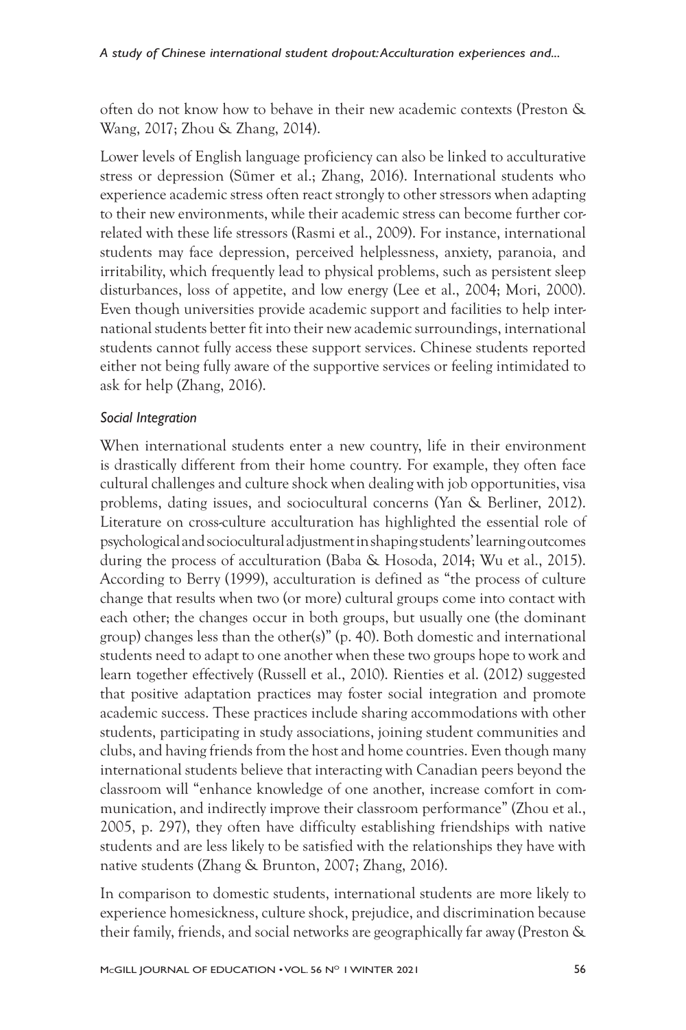often do not know how to behave in their new academic contexts (Preston & Wang, 2017; Zhou & Zhang, 2014).

Lower levels of English language proficiency can also be linked to acculturative stress or depression (Sümer et al.; Zhang, 2016). International students who experience academic stress often react strongly to other stressors when adapting to their new environments, while their academic stress can become further correlated with these life stressors (Rasmi et al., 2009). For instance, international students may face depression, perceived helplessness, anxiety, paranoia, and irritability, which frequently lead to physical problems, such as persistent sleep disturbances, loss of appetite, and low energy (Lee et al., 2004; Mori, 2000). Even though universities provide academic support and facilities to help international students better fit into their new academic surroundings, international students cannot fully access these support services. Chinese students reported either not being fully aware of the supportive services or feeling intimidated to ask for help (Zhang, 2016).

### *Social Integration*

When international students enter a new country, life in their environment is drastically different from their home country. For example, they often face cultural challenges and culture shock when dealing with job opportunities, visa problems, dating issues, and sociocultural concerns (Yan & Berliner, 2012). Literature on cross-culture acculturation has highlighted the essential role of psychological and sociocultural adjustment in shaping students' learning outcomes during the process of acculturation (Baba & Hosoda, 2014; Wu et al., 2015). According to Berry (1999), acculturation is defined as "the process of culture change that results when two (or more) cultural groups come into contact with each other; the changes occur in both groups, but usually one (the dominant group) changes less than the other(s)" (p. 40). Both domestic and international students need to adapt to one another when these two groups hope to work and learn together effectively (Russell et al., 2010). Rienties et al. (2012) suggested that positive adaptation practices may foster social integration and promote academic success. These practices include sharing accommodations with other students, participating in study associations, joining student communities and clubs, and having friends from the host and home countries. Even though many international students believe that interacting with Canadian peers beyond the classroom will "enhance knowledge of one another, increase comfort in communication, and indirectly improve their classroom performance" (Zhou et al., 2005, p. 297), they often have difficulty establishing friendships with native students and are less likely to be satisfied with the relationships they have with native students (Zhang & Brunton, 2007; Zhang, 2016).

In comparison to domestic students, international students are more likely to experience homesickness, culture shock, prejudice, and discrimination because their family, friends, and social networks are geographically far away (Preston &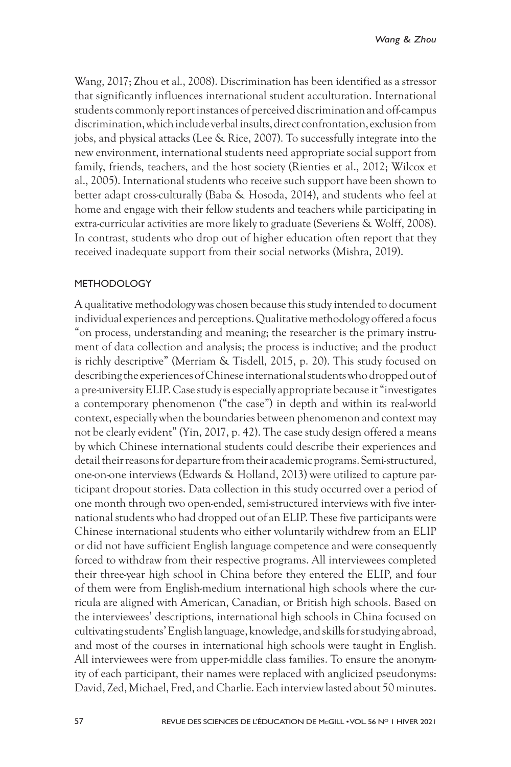Wang, 2017; Zhou et al., 2008). Discrimination has been identified as a stressor that significantly influences international student acculturation. International students commonly report instances of perceived discrimination and off-campus discrimination, which include verbal insults, direct confrontation, exclusion from jobs, and physical attacks (Lee & Rice, 2007). To successfully integrate into the new environment, international students need appropriate social support from family, friends, teachers, and the host society (Rienties et al., 2012; Wilcox et al., 2005). International students who receive such support have been shown to better adapt cross-culturally (Baba & Hosoda, 2014), and students who feel at home and engage with their fellow students and teachers while participating in extra-curricular activities are more likely to graduate (Severiens & Wolff, 2008). In contrast, students who drop out of higher education often report that they received inadequate support from their social networks (Mishra, 2019).

## METHODOLOGY

A qualitative methodology was chosen because this study intended to document individual experiences and perceptions. Qualitative methodology offered a focus "on process, understanding and meaning; the researcher is the primary instrument of data collection and analysis; the process is inductive; and the product is richly descriptive" (Merriam & Tisdell, 2015, p. 20). This study focused on describing the experiences of Chinese international students who dropped out of a pre-university ELIP. Case study is especially appropriate because it "investigates a contemporary phenomenon ("the case") in depth and within its real-world context, especially when the boundaries between phenomenon and context may not be clearly evident" (Yin, 2017, p. 42). The case study design offered a means by which Chinese international students could describe their experiences and detail their reasons for departure from their academic programs. Semi-structured, one-on-one interviews (Edwards & Holland, 2013) were utilized to capture participant dropout stories. Data collection in this study occurred over a period of one month through two open-ended, semi-structured interviews with five international students who had dropped out of an ELIP. These five participants were Chinese international students who either voluntarily withdrew from an ELIP or did not have sufficient English language competence and were consequently forced to withdraw from their respective programs. All interviewees completed their three-year high school in China before they entered the ELIP, and four of them were from English-medium international high schools where the curricula are aligned with American, Canadian, or British high schools. Based on the interviewees' descriptions, international high schools in China focused on cultivating students' English language, knowledge, and skills for studying abroad, and most of the courses in international high schools were taught in English. All interviewees were from upper-middle class families. To ensure the anonymity of each participant, their names were replaced with anglicized pseudonyms: David, Zed, Michael, Fred, and Charlie. Each interview lasted about 50 minutes.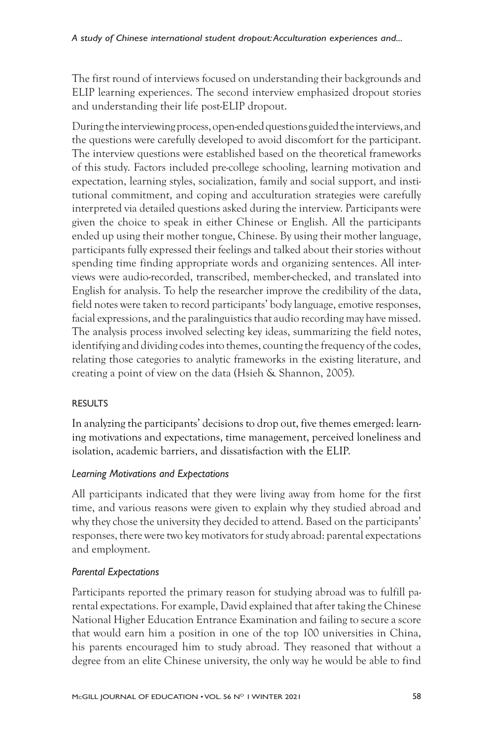The first round of interviews focused on understanding their backgrounds and ELIP learning experiences. The second interview emphasized dropout stories and understanding their life post-ELIP dropout.

During the interviewing process, open-ended questions guided the interviews, and the questions were carefully developed to avoid discomfort for the participant. The interview questions were established based on the theoretical frameworks of this study. Factors included pre-college schooling, learning motivation and expectation, learning styles, socialization, family and social support, and institutional commitment, and coping and acculturation strategies were carefully interpreted via detailed questions asked during the interview. Participants were given the choice to speak in either Chinese or English. All the participants ended up using their mother tongue, Chinese. By using their mother language, participants fully expressed their feelings and talked about their stories without spending time finding appropriate words and organizing sentences. All interviews were audio-recorded, transcribed, member-checked, and translated into English for analysis. To help the researcher improve the credibility of the data, field notes were taken to record participants' body language, emotive responses, facial expressions, and the paralinguistics that audio recording may have missed. The analysis process involved selecting key ideas, summarizing the field notes, identifying and dividing codes into themes, counting the frequency of the codes, relating those categories to analytic frameworks in the existing literature, and creating a point of view on the data (Hsieh & Shannon, 2005).

## RESULTS

In analyzing the participants' decisions to drop out, five themes emerged: learning motivations and expectations, time management, perceived loneliness and isolation, academic barriers, and dissatisfaction with the ELIP.

### *Learning Motivations and Expectations*

All participants indicated that they were living away from home for the first time, and various reasons were given to explain why they studied abroad and why they chose the university they decided to attend. Based on the participants' responses, there were two key motivators for study abroad: parental expectations and employment.

### *Parental Expectations*

Participants reported the primary reason for studying abroad was to fulfill parental expectations. For example, David explained that after taking the Chinese National Higher Education Entrance Examination and failing to secure a score that would earn him a position in one of the top 100 universities in China, his parents encouraged him to study abroad. They reasoned that without a degree from an elite Chinese university, the only way he would be able to find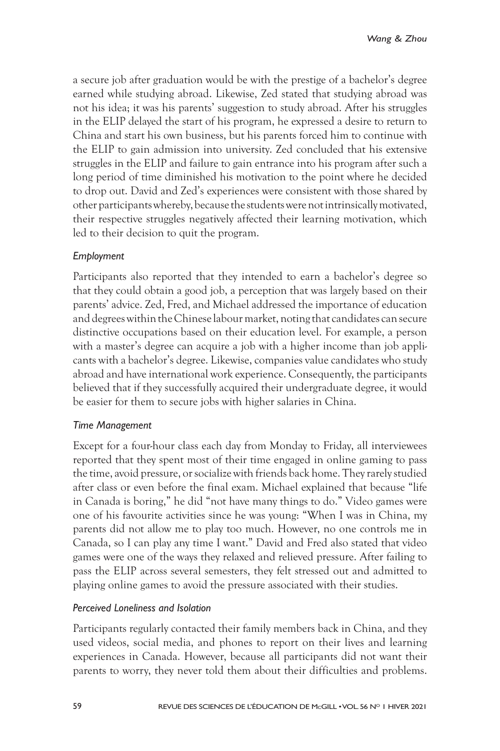a secure job after graduation would be with the prestige of a bachelor's degree earned while studying abroad. Likewise, Zed stated that studying abroad was not his idea; it was his parents' suggestion to study abroad. After his struggles in the ELIP delayed the start of his program, he expressed a desire to return to China and start his own business, but his parents forced him to continue with the ELIP to gain admission into university. Zed concluded that his extensive struggles in the ELIP and failure to gain entrance into his program after such a long period of time diminished his motivation to the point where he decided to drop out. David and Zed's experiences were consistent with those shared by other participants whereby, because the students were not intrinsically motivated, their respective struggles negatively affected their learning motivation, which led to their decision to quit the program.

#### *Employment*

Participants also reported that they intended to earn a bachelor's degree so that they could obtain a good job, a perception that was largely based on their parents' advice. Zed, Fred, and Michael addressed the importance of education and degrees within the Chinese labour market, noting that candidates can secure distinctive occupations based on their education level. For example, a person with a master's degree can acquire a job with a higher income than job applicants with a bachelor's degree. Likewise, companies value candidates who study abroad and have international work experience. Consequently, the participants believed that if they successfully acquired their undergraduate degree, it would be easier for them to secure jobs with higher salaries in China.

#### *Time Management*

Except for a four-hour class each day from Monday to Friday, all interviewees reported that they spent most of their time engaged in online gaming to pass the time, avoid pressure, or socialize with friends back home. They rarely studied after class or even before the final exam. Michael explained that because "life in Canada is boring," he did "not have many things to do." Video games were one of his favourite activities since he was young: "When I was in China, my parents did not allow me to play too much. However, no one controls me in Canada, so I can play any time I want." David and Fred also stated that video games were one of the ways they relaxed and relieved pressure. After failing to pass the ELIP across several semesters, they felt stressed out and admitted to playing online games to avoid the pressure associated with their studies.

#### *Perceived Loneliness and Isolation*

Participants regularly contacted their family members back in China, and they used videos, social media, and phones to report on their lives and learning experiences in Canada. However, because all participants did not want their parents to worry, they never told them about their difficulties and problems.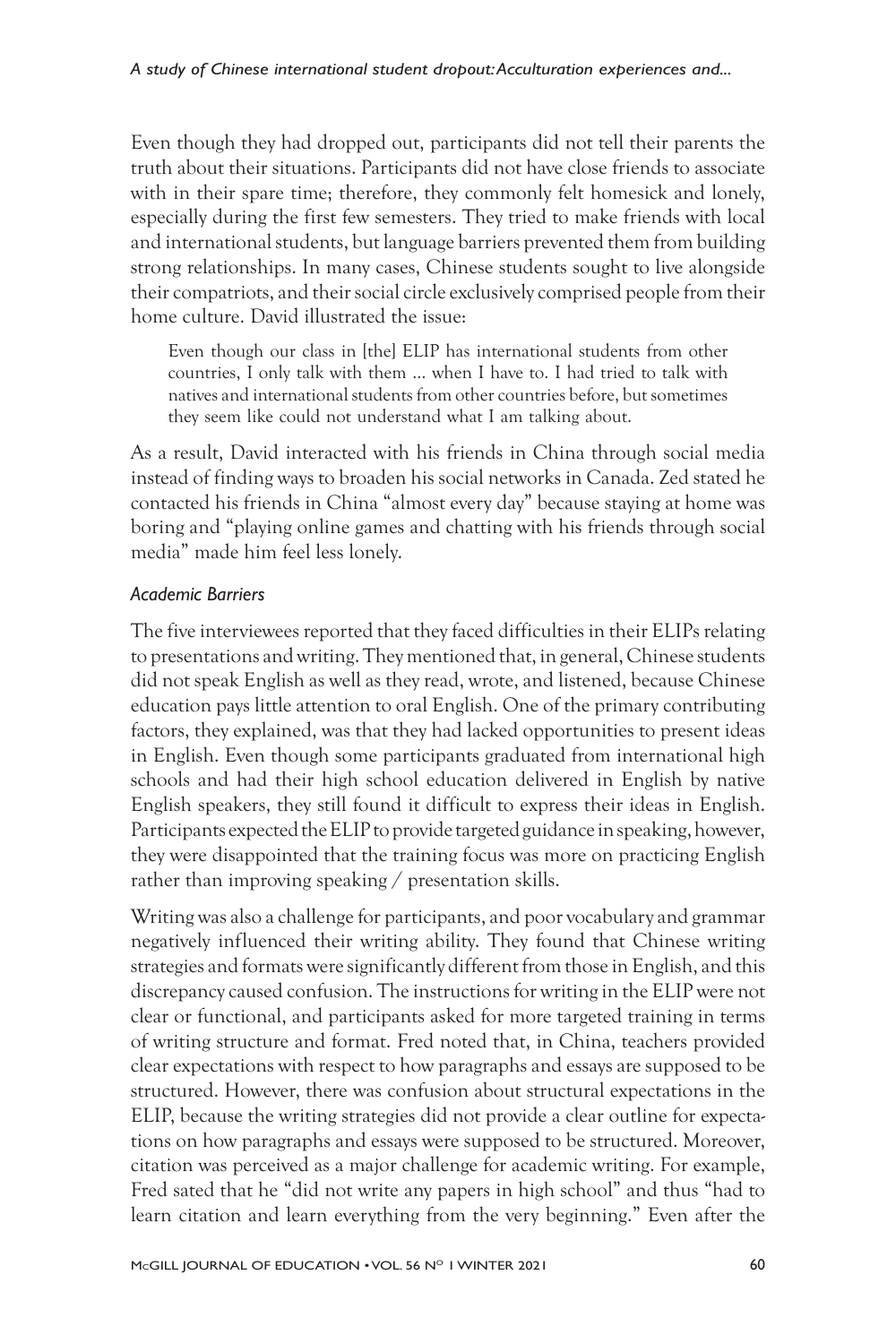Even though they had dropped out, participants did not tell their parents the truth about their situations. Participants did not have close friends to associate with in their spare time; therefore, they commonly felt homesick and lonely, especially during the first few semesters. They tried to make friends with local and international students, but language barriers prevented them from building strong relationships. In many cases, Chinese students sought to live alongside their compatriots, and their social circle exclusively comprised people from their home culture. David illustrated the issue:

> Even though our class in [the] ELIP has international students from other countries, I only talk with them ... when I have to. I had tried to talk with natives and international students from other countries before, but sometimes they seem like could not understand what I am talking about.

As a result, David interacted with his friends in China through social media instead of finding ways to broaden his social networks in Canada. Zed stated he contacted his friends in China "almost every day" because staying at home was boring and "playing online games and chatting with his friends through social media" made him feel less lonely.

### *Academic Barriers*

The five interviewees reported that they faced difficulties in their ELIPs relating to presentations and writing. They mentioned that, in general, Chinese students did not speak English as well as they read, wrote, and listened, because Chinese education pays little attention to oral English. One of the primary contributing factors, they explained, was that they had lacked opportunities to present ideas in English. Even though some participants graduated from international high schools and had their high school education delivered in English by native English speakers, they still found it difficult to express their ideas in English. Participants expected the ELIP to provide targeted guidance in speaking, however, they were disappointed that the training focus was more on practicing English rather than improving speaking / presentation skills.

Writing was also a challenge for participants, and poor vocabulary and grammar negatively influenced their writing ability. They found that Chinese writing strategies and formats were significantly different from those in English, and this discrepancy caused confusion. The instructions for writing in the ELIP were not clear or functional, and participants asked for more targeted training in terms of writing structure and format. Fred noted that, in China, teachers provided clear expectations with respect to how paragraphs and essays are supposed to be structured. However, there was confusion about structural expectations in the ELIP, because the writing strategies did not provide a clear outline for expectations on how paragraphs and essays were supposed to be structured. Moreover, citation was perceived as a major challenge for academic writing. For example, Fred sated that he "did not write any papers in high school" and thus "had to learn citation and learn everything from the very beginning." Even after the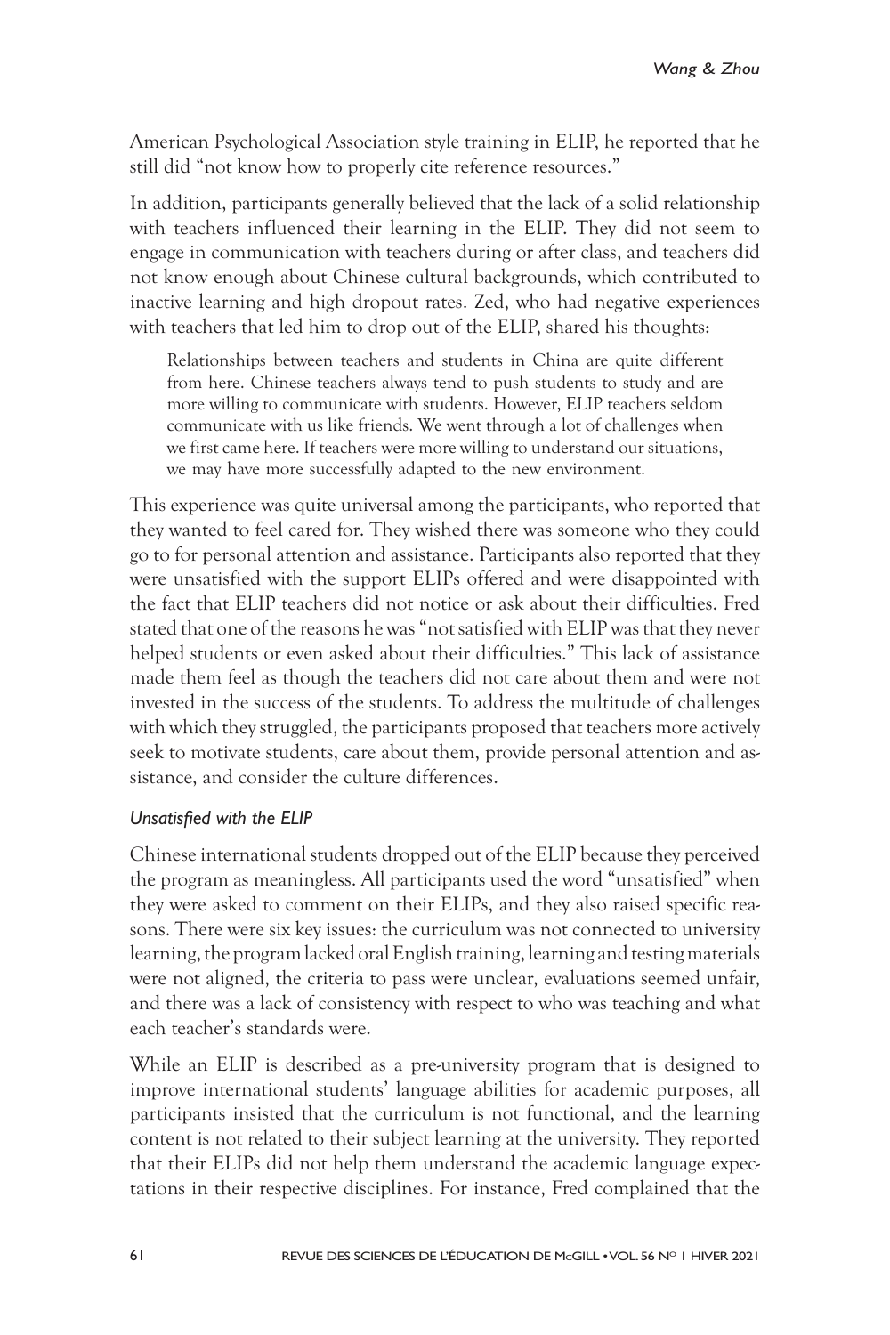American Psychological Association style training in ELIP, he reported that he still did "not know how to properly cite reference resources."

In addition, participants generally believed that the lack of a solid relationship with teachers influenced their learning in the ELIP. They did not seem to engage in communication with teachers during or after class, and teachers did not know enough about Chinese cultural backgrounds, which contributed to inactive learning and high dropout rates. Zed, who had negative experiences with teachers that led him to drop out of the ELIP, shared his thoughts:

> Relationships between teachers and students in China are quite different from here. Chinese teachers always tend to push students to study and are more willing to communicate with students. However, ELIP teachers seldom communicate with us like friends. We went through a lot of challenges when we first came here. If teachers were more willing to understand our situations, we may have more successfully adapted to the new environment.

This experience was quite universal among the participants, who reported that they wanted to feel cared for. They wished there was someone who they could go to for personal attention and assistance. Participants also reported that they were unsatisfied with the support ELIPs offered and were disappointed with the fact that ELIP teachers did not notice or ask about their difficulties. Fred stated that one of the reasons he was "not satisfied with ELIP was that they never helped students or even asked about their difficulties." This lack of assistance made them feel as though the teachers did not care about them and were not invested in the success of the students. To address the multitude of challenges with which they struggled, the participants proposed that teachers more actively seek to motivate students, care about them, provide personal attention and assistance, and consider the culture differences.

#### *Unsatisfied with the ELIP*

Chinese international students dropped out of the ELIP because they perceived the program as meaningless. All participants used the word "unsatisfied" when they were asked to comment on their ELIPs, and they also raised specific reasons. There were six key issues: the curriculum was not connected to university learning, the program lacked oral English training, learning and testing materials were not aligned, the criteria to pass were unclear, evaluations seemed unfair, and there was a lack of consistency with respect to who was teaching and what each teacher's standards were.

While an ELIP is described as a pre-university program that is designed to improve international students' language abilities for academic purposes, all participants insisted that the curriculum is not functional, and the learning content is not related to their subject learning at the university. They reported that their ELIPs did not help them understand the academic language expectations in their respective disciplines. For instance, Fred complained that the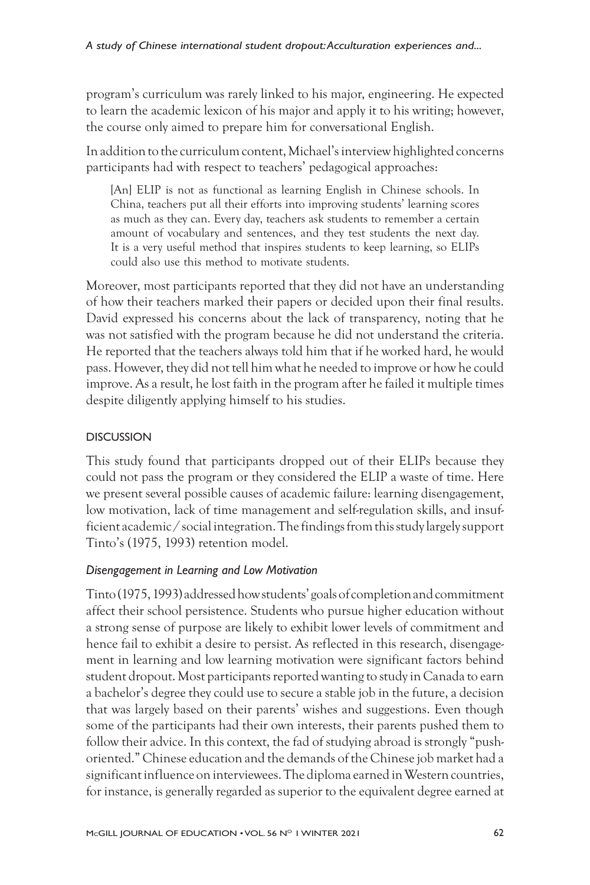program's curriculum was rarely linked to his major, engineering. He expected to learn the academic lexicon of his major and apply it to his writing; however, the course only aimed to prepare him for conversational English.

In addition to the curriculum content, Michael's interview highlighted concerns participants had with respect to teachers' pedagogical approaches:

> [An] ELIP is not as functional as learning English in Chinese schools. In China, teachers put all their efforts into improving students' learning scores as much as they can. Every day, teachers ask students to remember a certain amount of vocabulary and sentences, and they test students the next day. It is a very useful method that inspires students to keep learning, so ELIPs could also use this method to motivate students.

Moreover, most participants reported that they did not have an understanding of how their teachers marked their papers or decided upon their final results. David expressed his concerns about the lack of transparency, noting that he was not satisfied with the program because he did not understand the criteria. He reported that the teachers always told him that if he worked hard, he would pass. However, they did not tell him what he needed to improve or how he could improve. As a result, he lost faith in the program after he failed it multiple times despite diligently applying himself to his studies.

## DISCUSSION

This study found that participants dropped out of their ELIPs because they could not pass the program or they considered the ELIP a waste of time. Here we present several possible causes of academic failure: learning disengagement, low motivation, lack of time management and self-regulation skills, and insufficient academic / social integration. The findings from this study largely support Tinto's (1975, 1993) retention model.

### *Disengagement in Learning and Low Motivation*

Tinto (1975, 1993) addressed how students' goals of completion and commitment affect their school persistence. Students who pursue higher education without a strong sense of purpose are likely to exhibit lower levels of commitment and hence fail to exhibit a desire to persist. As reflected in this research, disengagement in learning and low learning motivation were significant factors behind student dropout. Most participants reported wanting to study in Canada to earn a bachelor's degree they could use to secure a stable job in the future, a decision that was largely based on their parents' wishes and suggestions. Even though some of the participants had their own interests, their parents pushed them to follow their advice. In this context, the fad of studying abroad is strongly "push-oriented." Chinese education and the demands of the Chinese job market had a significant influence on interviewees. The diploma earned in Western countries, for instance, is generally regarded as superior to the equivalent degree earned at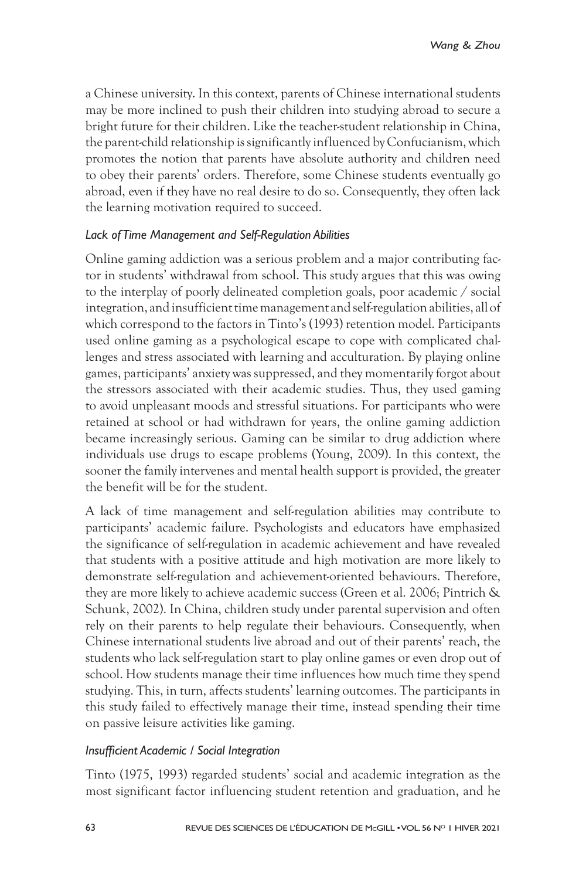a Chinese university. In this context, parents of Chinese international students may be more inclined to push their children into studying abroad to secure a bright future for their children. Like the teacher-student relationship in China, the parent-child relationship is significantly influenced by Confucianism, which promotes the notion that parents have absolute authority and children need to obey their parents' orders. Therefore, some Chinese students eventually go abroad, even if they have no real desire to do so. Consequently, they often lack the learning motivation required to succeed.

### *Lack of Time Management and Self-Regulation Abilities*

Online gaming addiction was a serious problem and a major contributing factor in students' withdrawal from school. This study argues that this was owing to the interplay of poorly delineated completion goals, poor academic / social integration, and insufficient time management and self-regulation abilities, all of which correspond to the factors in Tinto's (1993) retention model. Participants used online gaming as a psychological escape to cope with complicated challenges and stress associated with learning and acculturation. By playing online games, participants' anxiety was suppressed, and they momentarily forgot about the stressors associated with their academic studies. Thus, they used gaming to avoid unpleasant moods and stressful situations. For participants who were retained at school or had withdrawn for years, the online gaming addiction became increasingly serious. Gaming can be similar to drug addiction where individuals use drugs to escape problems (Young, 2009). In this context, the sooner the family intervenes and mental health support is provided, the greater the benefit will be for the student.

A lack of time management and self-regulation abilities may contribute to participants' academic failure. Psychologists and educators have emphasized the significance of self-regulation in academic achievement and have revealed that students with a positive attitude and high motivation are more likely to demonstrate self-regulation and achievement-oriented behaviours. Therefore, they are more likely to achieve academic success (Green et al. 2006; Pintrich & Schunk, 2002). In China, children study under parental supervision and often rely on their parents to help regulate their behaviours. Consequently, when Chinese international students live abroad and out of their parents' reach, the students who lack self-regulation start to play online games or even drop out of school. How students manage their time influences how much time they spend studying. This, in turn, affects students' learning outcomes. The participants in this study failed to effectively manage their time, instead spending their time on passive leisure activities like gaming.

### *Insufficient Academic / Social Integration*

Tinto (1975, 1993) regarded students' social and academic integration as the most significant factor influencing student retention and graduation, and he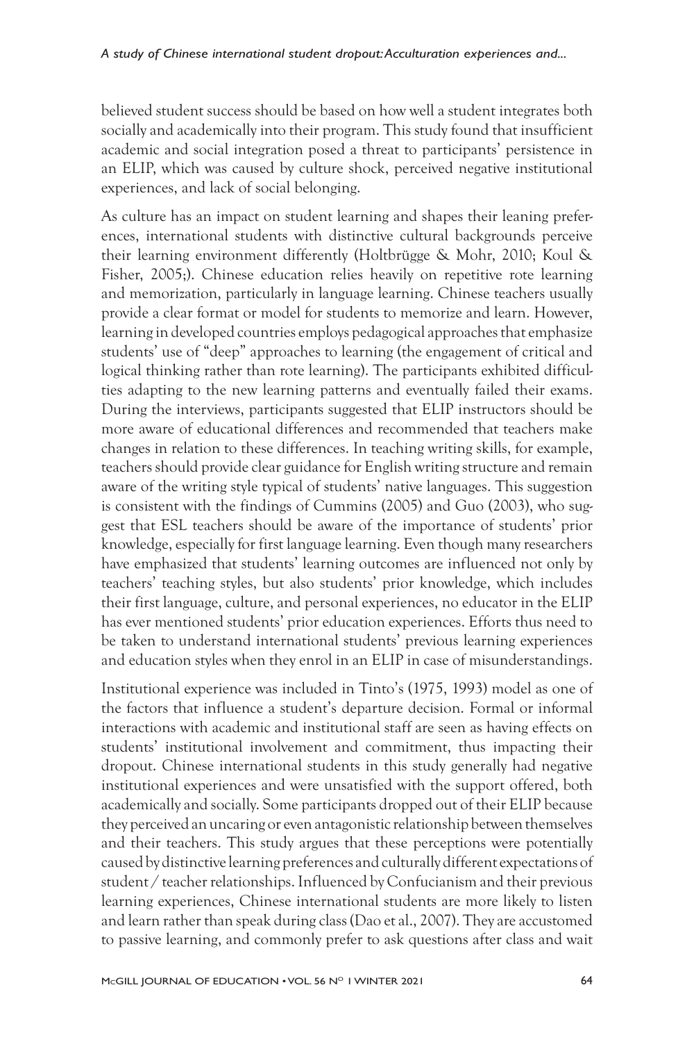believed student success should be based on how well a student integrates both socially and academically into their program. This study found that insufficient academic and social integration posed a threat to participants' persistence in an ELIP, which was caused by culture shock, perceived negative institutional experiences, and lack of social belonging.

As culture has an impact on student learning and shapes their leaning preferences, international students with distinctive cultural backgrounds perceive their learning environment differently (Holtbrügge & Mohr, 2010; Koul & Fisher, 2005;). Chinese education relies heavily on repetitive rote learning and memorization, particularly in language learning. Chinese teachers usually provide a clear format or model for students to memorize and learn. However, learning in developed countries employs pedagogical approaches that emphasize students' use of "deep" approaches to learning (the engagement of critical and logical thinking rather than rote learning). The participants exhibited difficulties adapting to the new learning patterns and eventually failed their exams. During the interviews, participants suggested that ELIP instructors should be more aware of educational differences and recommended that teachers make changes in relation to these differences. In teaching writing skills, for example, teachers should provide clear guidance for English writing structure and remain aware of the writing style typical of students' native languages. This suggestion is consistent with the findings of Cummins (2005) and Guo (2003), who suggest that ESL teachers should be aware of the importance of students' prior knowledge, especially for first language learning. Even though many researchers have emphasized that students' learning outcomes are influenced not only by teachers' teaching styles, but also students' prior knowledge, which includes their first language, culture, and personal experiences, no educator in the ELIP has ever mentioned students' prior education experiences. Efforts thus need to be taken to understand international students' previous learning experiences and education styles when they enrol in an ELIP in case of misunderstandings.

Institutional experience was included in Tinto's (1975, 1993) model as one of the factors that influence a student's departure decision. Formal or informal interactions with academic and institutional staff are seen as having effects on students' institutional involvement and commitment, thus impacting their dropout. Chinese international students in this study generally had negative institutional experiences and were unsatisfied with the support offered, both academically and socially. Some participants dropped out of their ELIP because they perceived an uncaring or even antagonistic relationship between themselves and their teachers. This study argues that these perceptions were potentially caused by distinctive learning preferences and culturally different expectations of student / teacher relationships. Influenced by Confucianism and their previous learning experiences, Chinese international students are more likely to listen and learn rather than speak during class (Dao et al., 2007). They are accustomed to passive learning, and commonly prefer to ask questions after class and wait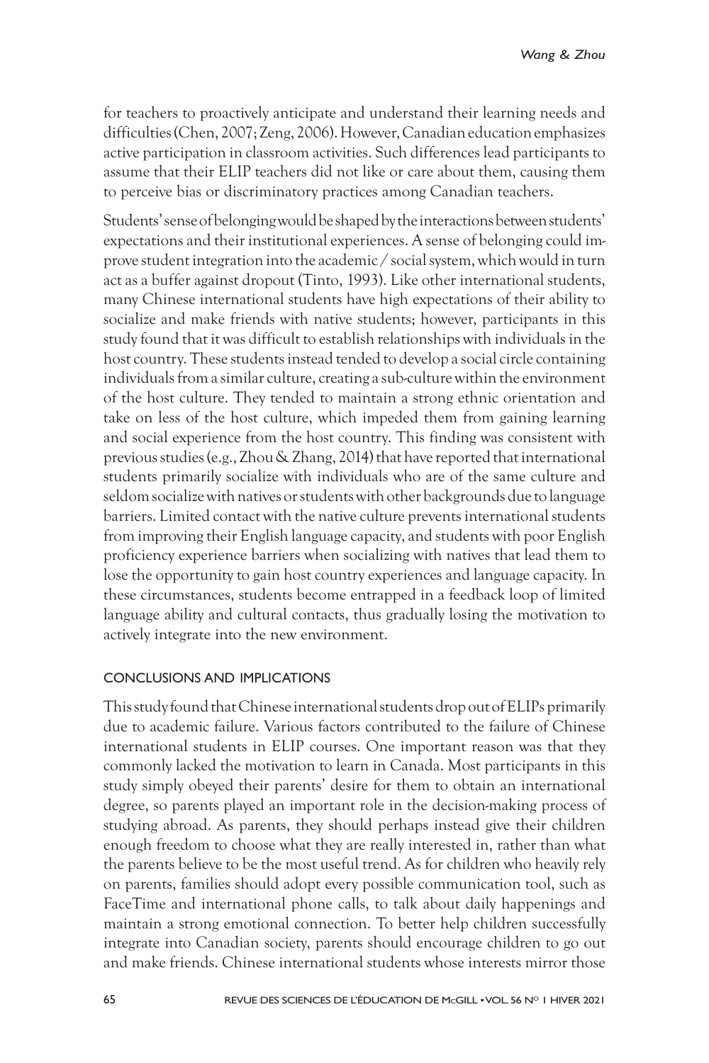for teachers to proactively anticipate and understand their learning needs and difficulties (Chen, 2007; Zeng, 2006). However, Canadian education emphasizes active participation in classroom activities. Such differences lead participants to assume that their ELIP teachers did not like or care about them, causing them to perceive bias or discriminatory practices among Canadian teachers.

Students' sense of belonging would be shaped by the interactions between students' expectations and their institutional experiences. A sense of belonging could improve student integration into the academic / social system, which would in turn act as a buffer against dropout (Tinto, 1993). Like other international students, many Chinese international students have high expectations of their ability to socialize and make friends with native students; however, participants in this study found that it was difficult to establish relationships with individuals in the host country. These students instead tended to develop a social circle containing individuals from a similar culture, creating a sub-culture within the environment of the host culture. They tended to maintain a strong ethnic orientation and take on less of the host culture, which impeded them from gaining learning and social experience from the host country. This finding was consistent with previous studies (e.g., Zhou & Zhang, 2014) that have reported that international students primarily socialize with individuals who are of the same culture and seldom socialize with natives or students with other backgrounds due to language barriers. Limited contact with the native culture prevents international students from improving their English language capacity, and students with poor English proficiency experience barriers when socializing with natives that lead them to lose the opportunity to gain host country experiences and language capacity. In these circumstances, students become entrapped in a feedback loop of limited language ability and cultural contacts, thus gradually losing the motivation to actively integrate into the new environment.

## CONCLUSIONS AND IMPLICATIONS

This study found that Chinese international students drop out of ELIPs primarily due to academic failure. Various factors contributed to the failure of Chinese international students in ELIP courses. One important reason was that they commonly lacked the motivation to learn in Canada. Most participants in this study simply obeyed their parents' desire for them to obtain an international degree, so parents played an important role in the decision-making process of studying abroad. As parents, they should perhaps instead give their children enough freedom to choose what they are really interested in, rather than what the parents believe to be the most useful trend. As for children who heavily rely on parents, families should adopt every possible communication tool, such as FaceTime and international phone calls, to talk about daily happenings and maintain a strong emotional connection. To better help children successfully integrate into Canadian society, parents should encourage children to go out and make friends. Chinese international students whose interests mirror those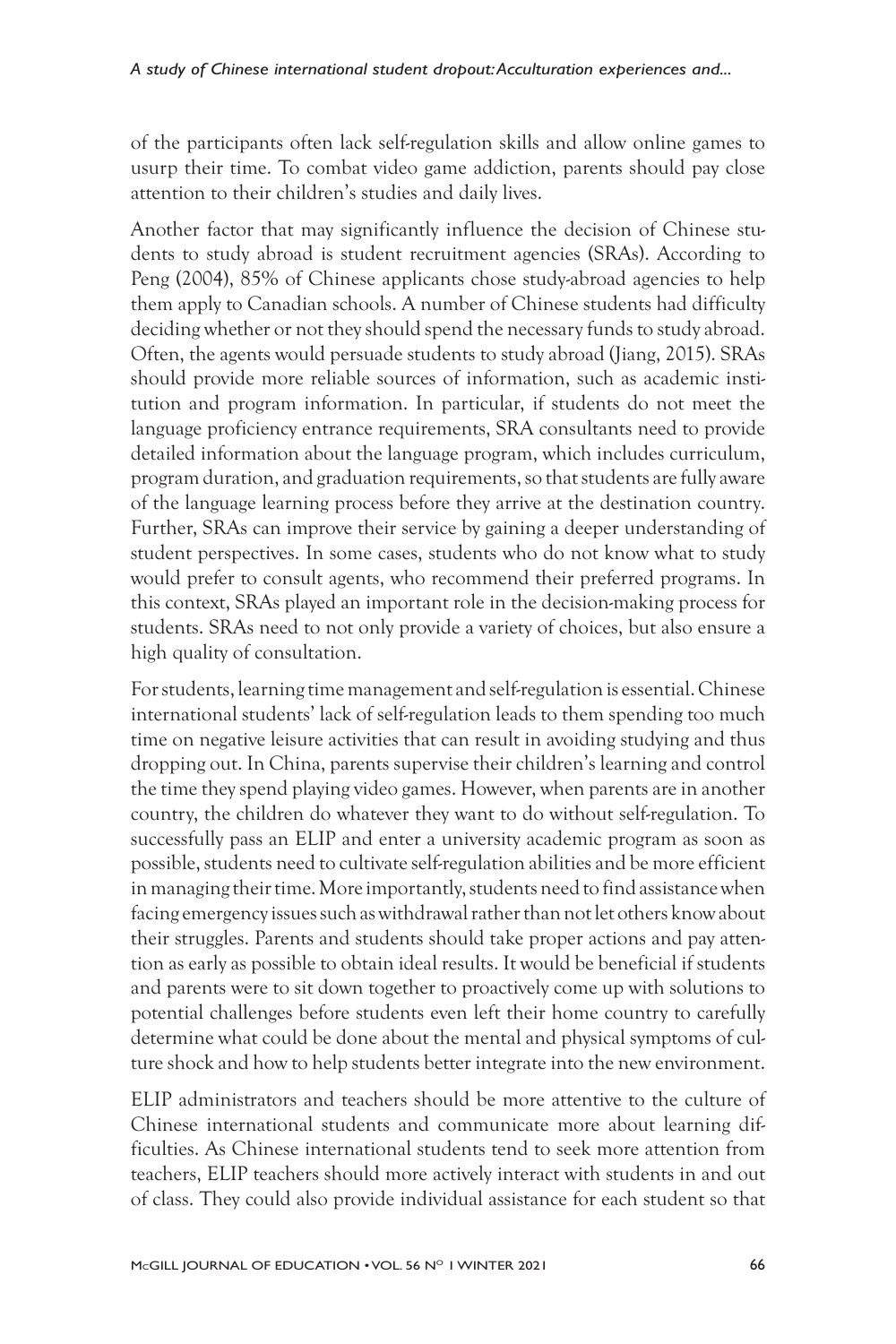of the participants often lack self-regulation skills and allow online games to usurp their time. To combat video game addiction, parents should pay close attention to their children's studies and daily lives.

Another factor that may significantly influence the decision of Chinese students to study abroad is student recruitment agencies (SRAs). According to Peng (2004), 85% of Chinese applicants chose study-abroad agencies to help them apply to Canadian schools. A number of Chinese students had difficulty deciding whether or not they should spend the necessary funds to study abroad. Often, the agents would persuade students to study abroad (Jiang, 2015). SRAs should provide more reliable sources of information, such as academic institution and program information. In particular, if students do not meet the language proficiency entrance requirements, SRA consultants need to provide detailed information about the language program, which includes curriculum, program duration, and graduation requirements, so that students are fully aware of the language learning process before they arrive at the destination country. Further, SRAs can improve their service by gaining a deeper understanding of student perspectives. In some cases, students who do not know what to study would prefer to consult agents, who recommend their preferred programs. In this context, SRAs played an important role in the decision-making process for students. SRAs need to not only provide a variety of choices, but also ensure a high quality of consultation.

For students, learning time management and self-regulation is essential. Chinese international students' lack of self-regulation leads to them spending too much time on negative leisure activities that can result in avoiding studying and thus dropping out. In China, parents supervise their children's learning and control the time they spend playing video games. However, when parents are in another country, the children do whatever they want to do without self-regulation. To successfully pass an ELIP and enter a university academic program as soon as possible, students need to cultivate self-regulation abilities and be more efficient in managing their time. More importantly, students need to find assistance when facing emergency issues such as withdrawal rather than not let others know about their struggles. Parents and students should take proper actions and pay attention as early as possible to obtain ideal results. It would be beneficial if students and parents were to sit down together to proactively come up with solutions to potential challenges before students even left their home country to carefully determine what could be done about the mental and physical symptoms of culture shock and how to help students better integrate into the new environment.

ELIP administrators and teachers should be more attentive to the culture of Chinese international students and communicate more about learning difficulties. As Chinese international students tend to seek more attention from teachers, ELIP teachers should more actively interact with students in and out of class. They could also provide individual assistance for each student so that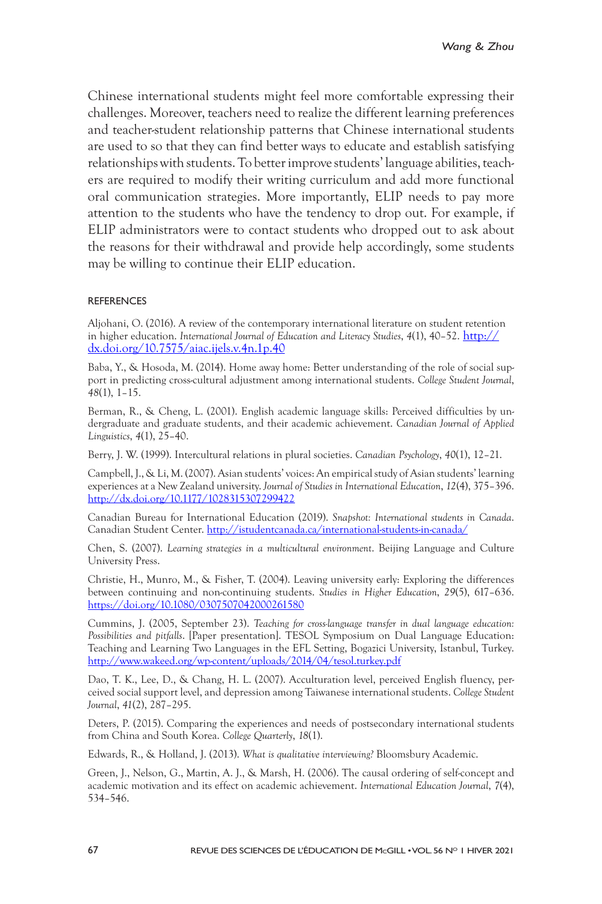Chinese international students might feel more comfortable expressing their challenges. Moreover, teachers need to realize the different learning preferences and teacher-student relationship patterns that Chinese international students are used to so that they can find better ways to educate and establish satisfying relationships with students. To better improve students' language abilities, teachers are required to modify their writing curriculum and add more functional oral communication strategies. More importantly, ELIP needs to pay more attention to the students who have the tendency to drop out. For example, if ELIP administrators were to contact students who dropped out to ask about the reasons for their withdrawal and provide help accordingly, some students may be willing to continue their ELIP education.

## REFERENCES

Aljohani, O. (2016). A review of the contemporary international literature on student retention in higher education. *International Journal of Education and Literacy Studies*, *4*(1), 40–52. http://dx.doi.org/10.7575/aiac.ijels.v.4n.1p.40

Baba, Y., & Hosoda, M. (2014). Home away home: Better understanding of the role of social support in predicting cross-cultural adjustment among international students. *College Student Journal*, *48*(1), 1–15.

Berman, R., & Cheng, L. (2001). English academic language skills: Perceived difficulties by undergraduate and graduate students, and their academic achievement. *Canadian Journal of Applied Linguistics*, *4*(1), 25–40.

Berry, J. W. (1999). Intercultural relations in plural societies. *Canadian Psychology*, *40*(1), 12–21.

Campbell, J., & Li, M. (2007). Asian students' voices: An empirical study of Asian students' learning experiences at a New Zealand university. *Journal of Studies in International Education*, *12*(4), 375–396. http://dx.doi.org/10.1177/1028315307299422

Canadian Bureau for International Education (2019). *Snapshot: International students in Canada*. Canadian Student Center. http://istudentcanada.ca/international-students-in-canada/

Chen, S. (2007). *Learning strategies in a multicultural environment*. Beijing Language and Culture University Press.

Christie, H., Munro, M., & Fisher, T. (2004). Leaving university early: Exploring the differences between continuing and non-continuing students. *Studies in Higher Education*, *29*(5), 617–636. https://doi.org/10.1080/0307507042000261580

Cummins, J. (2005, September 23). *Teaching for cross-language transfer in dual language education: Possibilities and pitfalls*. [Paper presentation]. TESOL Symposium on Dual Language Education: Teaching and Learning Two Languages in the EFL Setting, Bogazici University, Istanbul, Turkey. http://www.wakeed.org/wp-content/uploads/2014/04/tesol.turkey.pdf

Dao, T. K., Lee, D., & Chang, H. L. (2007). Acculturation level, perceived English fluency, perceived social support level, and depression among Taiwanese international students. *College Student Journal*, *41*(2), 287–295.

Deters, P. (2015). Comparing the experiences and needs of postsecondary international students from China and South Korea. *College Quarterly*, *18*(1).

Edwards, R., & Holland, J. (2013). *What is qualitative interviewing?* Bloomsbury Academic.

Green, J., Nelson, G., Martin, A. J., & Marsh, H. (2006). The causal ordering of self-concept and academic motivation and its effect on academic achievement. *International Education Journal*, *7*(4), 534–546.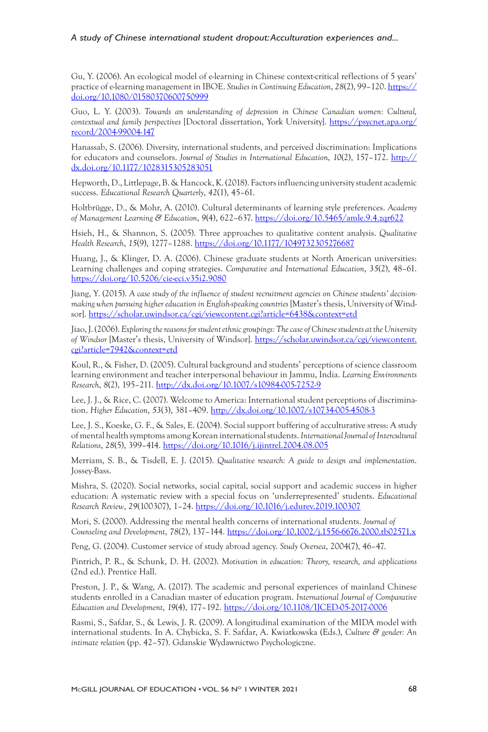Gu, Y. (2006). An ecological model of e-learning in Chinese context-critical reflections of 5 years' practice of e-learning management in IBOE. *Studies in Continuing Education*, *28*(2), 99–120. https://doi.org/10.1080/01580370600750999

Guo, L. Y. (2003). *Towards an understanding of depression in Chinese Canadian women: Cultural, contextual and family perspectives* [Doctoral dissertation, York University]. https://psycnet.apa.org/record/2004-99004-147

Hanassab, S. (2006). Diversity, international students, and perceived discrimination: Implications for educators and counselors. *Journal of Studies in International Education*, *10*(2), 157–172. http://dx.doi.org/10.1177/1028315305283051

Hepworth, D., Littlepage, B. & Hancock, K. (2018). Factors influencing university student academic success. *Educational Research Quarterly*, *42*(1), 45–61.

Holtbrügge, D., & Mohr, A. (2010). Cultural determinants of learning style preferences. *Academy of Management Learning & Education*, *9*(4), 622–637. https://doi.org/10.5465/amle.9.4.zqr622

Hsieh, H., & Shannon, S. (2005). Three approaches to qualitative content analysis. *Qualitative Health Research*, *15*(9), 1277–1288. https://doi.org/10.1177/1049732305276687

Huang, J., & Klinger, D. A. (2006). Chinese graduate students at North American universities: Learning challenges and coping strategies. *Comparative and International Education*, *35*(2), 48–61. https://doi.org/10.5206/cie-eci.v35i2.9080

Jiang, Y. (2015). *A case study of the influence of student recruitment agencies on Chinese students' decision-making when pursuing higher education in English-speaking countries* [Master's thesis, University of Windsor]. https://scholar.uwindsor.ca/cgi/viewcontent.cgi?article=6438&context=etd

Jiao, J. (2006). *Exploring the reasons for student ethnic groupings: The case of Chinese students at the University of Windsor* [Master's thesis, University of Windsor]. https://scholar.uwindsor.ca/cgi/viewcontent.cgi?article=7942&context=etd

Koul, R., & Fisher, D. (2005). Cultural background and students' perceptions of science classroom learning environment and teacher interpersonal behaviour in Jammu, India. *Learning Environments Research*, *8*(2), 195–211. http://dx.doi.org/10.1007/s10984-005-7252-9

Lee, J. J., & Rice, C. (2007). Welcome to America: International student perceptions of discrimination. *Higher Education*, *53*(3), 381–409. http://dx.doi.org/10.1007/s10734-005-4508-3

Lee, J. S., Koeske, G. F., & Sales, E. (2004). Social support buffering of acculturative stress: A study of mental health symptoms among Korean international students. *International Journal of Intercultural Relations*, *28*(5), 399–414. https://doi.org/10.1016/j.ijintrel.2004.08.005

Merriam, S. B., & Tisdell, E. J. (2015). *Qualitative research: A guide to design and implementation*. Jossey-Bass.

Mishra, S. (2020). Social networks, social capital, social support and academic success in higher education: A systematic review with a special focus on 'underrepresented' students. *Educational Research Review*, *29*(100307), 1–24. https://doi.org/10.1016/j.edurev.2019.100307

Mori, S. (2000). Addressing the mental health concerns of international students. *Journal of Counseling and Development*, *78*(2), 137–144. https://doi.org/10.1002/j.1556-6676.2000.tb02571.x

Peng, G. (2004). Customer service of study abroad agency. *Study Oversea*, 2004(7), 46–47.

Pintrich, P. R., & Schunk, D. H. (2002). *Motivation in education: Theory, research, and applications* (2nd ed.). Prentice Hall.

Preston, J. P., & Wang, A. (2017). The academic and personal experiences of mainland Chinese students enrolled in a Canadian master of education program. *International Journal of Comparative Education and Development*, *19*(4), 177–192. https://doi.org/10.1108/IJCED-05-2017-0006

Rasmi, S., Safdar, S., & Lewis, J. R. (2009). A longitudinal examination of the MIDA model with international students. In A. Chybicka, S. F. Safdar, A. Kwiatkowska (Eds.), *Culture & gender: An intimate relation* (pp. 42–57). Gdanskie Wydawnictwo Psychologiczne.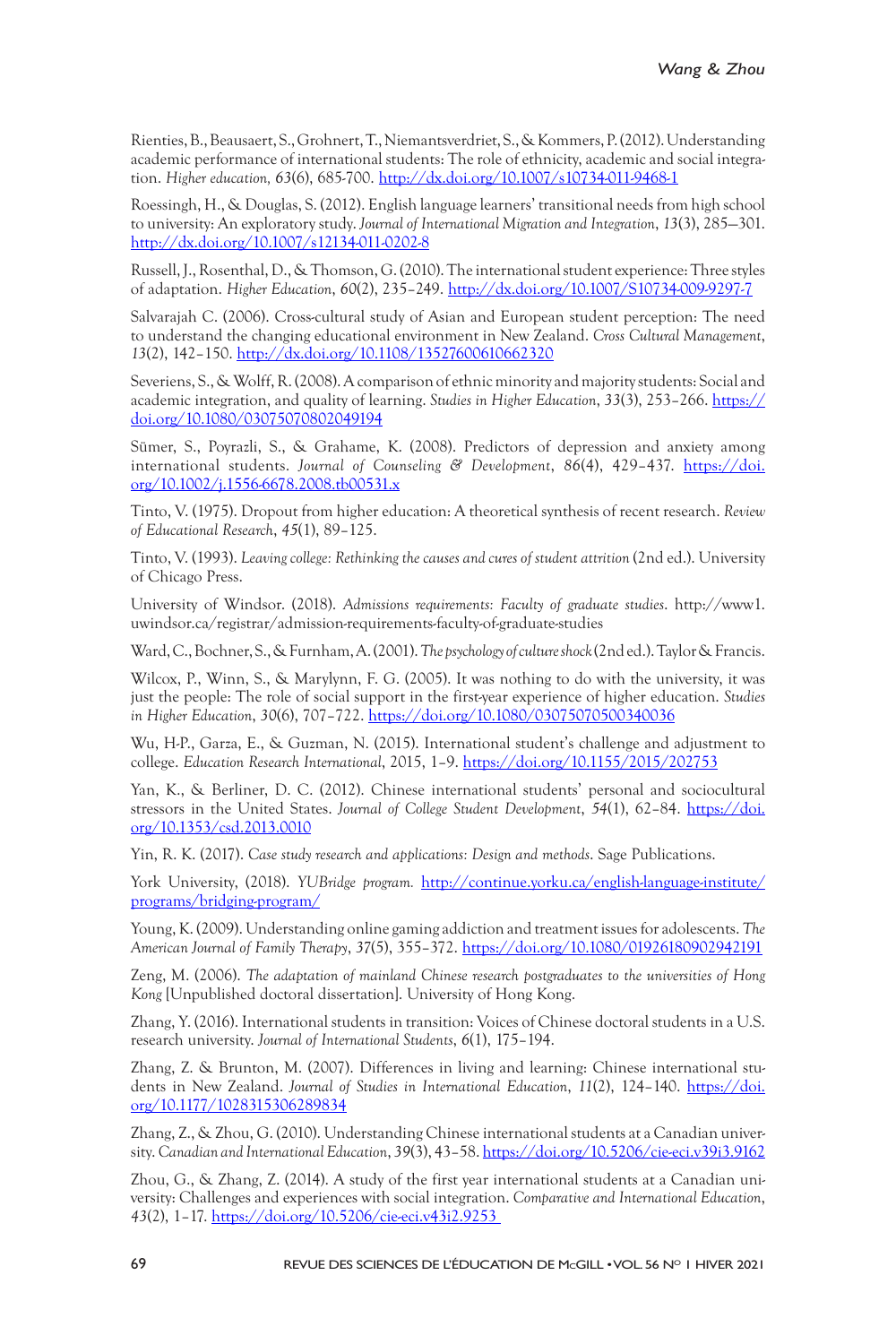Rienties, B., Beausaert, S., Grohnert, T., Niemantsverdriet, S., & Kommers, P. (2012). Understanding academic performance of international students: The role of ethnicity, academic and social integration. *Higher education, 63*(6), 685-700. http://dx.doi.org/10.1007/s10734-011-9468-1

Roessingh, H., & Douglas, S. (2012). English language learners' transitional needs from high school to university: An exploratory study. *Journal of International Migration and Integration*, *13*(3), 285—301. http://dx.doi.org/10.1007/s12134-011-0202-8

Russell, J., Rosenthal, D., & Thomson, G. (2010). The international student experience: Three styles of adaptation. *Higher Education*, *60*(2), 235–249. http://dx.doi.org/10.1007/S10734-009-9297-7

Salvarajah C. (2006). Cross-cultural study of Asian and European student perception: The need to understand the changing educational environment in New Zealand. *Cross Cultural Management*, *13*(2), 142–150. http://dx.doi.org/10.1108/13527600610662320

Severiens, S., & Wolff, R. (2008). A comparison of ethnic minority and majority students: Social and academic integration, and quality of learning. *Studies in Higher Education*, *33*(3), 253–266. https://doi.org/10.1080/03075070802049194

Sümer, S., Poyrazli, S., & Grahame, K. (2008). Predictors of depression and anxiety among international students. *Journal of Counseling & Development*, *86*(4), 429–437. https://doi.org/10.1002/j.1556-6678.2008.tb00531.x

Tinto, V. (1975). Dropout from higher education: A theoretical synthesis of recent research. *Review of Educational Research*, *45*(1), 89–125.

Tinto, V. (1993). *Leaving college: Rethinking the causes and cures of student attrition* (2nd ed.). University of Chicago Press.

University of Windsor. (2018). *Admissions requirements: Faculty of graduate studies*. http://www1.uwindsor.ca/registrar/admission-requirements-faculty-of-graduate-studies

Ward, C., Bochner, S., & Furnham, A. (2001). *The psychology of culture shock* (2nd ed.). Taylor & Francis.

Wilcox, P., Winn, S., & Marylynn, F. G. (2005). It was nothing to do with the university, it was just the people: The role of social support in the first-year experience of higher education. *Studies in Higher Education*, *30*(6), 707–722. https://doi.org/10.1080/03075070500340036

Wu, H-P., Garza, E., & Guzman, N. (2015). International student's challenge and adjustment to college. *Education Research International*, 2015, 1–9. https://doi.org/10.1155/2015/202753

Yan, K., & Berliner, D. C. (2012). Chinese international students' personal and sociocultural stressors in the United States. *Journal of College Student Development*, *54*(1), 62–84. https://doi.org/10.1353/csd.2013.0010

Yin, R. K. (2017). *Case study research and applications: Design and methods*. Sage Publications.

York University, (2018). *YUBridge program.* http://continue.yorku.ca/english-language-institute/programs/bridging-program/

Young, K. (2009). Understanding online gaming addiction and treatment issues for adolescents. *The American Journal of Family Therapy*, *37*(5), 355–372. https://doi.org/10.1080/01926180902942191

Zeng, M. (2006). *The adaptation of mainland Chinese research postgraduates to the universities of Hong Kong* [Unpublished doctoral dissertation]. University of Hong Kong.

Zhang, Y. (2016). International students in transition: Voices of Chinese doctoral students in a U.S. research university. *Journal of International Students*, *6*(1), 175–194.

Zhang, Z. & Brunton, M. (2007). Differences in living and learning: Chinese international students in New Zealand. *Journal of Studies in International Education*, *11*(2), 124–140. https://doi.org/10.1177/1028315306289834

Zhang, Z., & Zhou, G. (2010). Understanding Chinese international students at a Canadian university. *Canadian and International Education*, *39*(3), 43–58. https://doi.org/10.5206/cie-eci.v39i3.9162

Zhou, G., & Zhang, Z. (2014). A study of the first year international students at a Canadian university: Challenges and experiences with social integration. *Comparative and International Education*, *43*(2), 1–17. https://doi.org/10.5206/cie-eci.v43i2.9253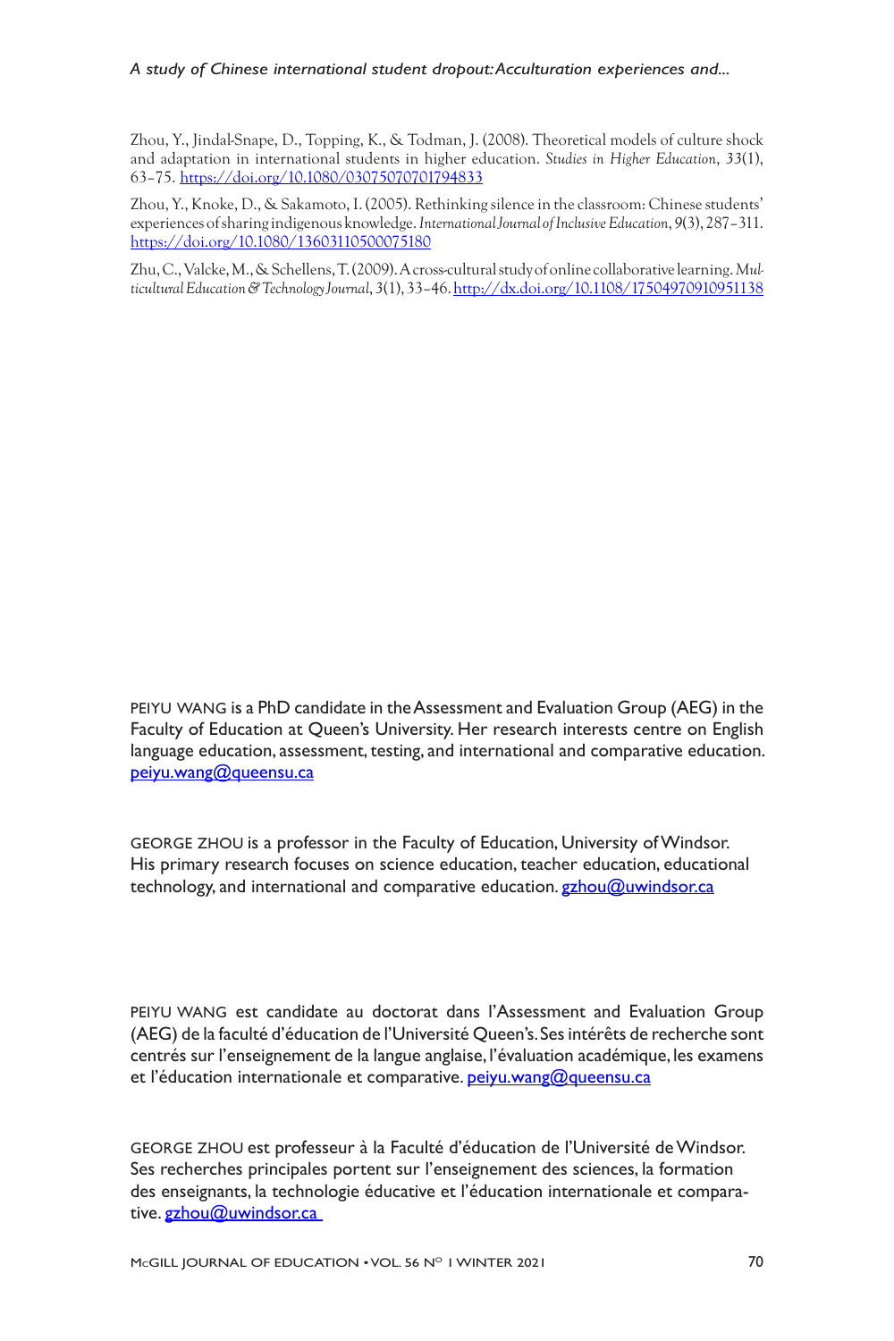Zhou, Y., Jindal-Snape, D., Topping, K., & Todman, J. (2008). Theoretical models of culture shock and adaptation in international students in higher education. *Studies in Higher Education*, *33*(1), 63–75. https://doi.org/10.1080/03075070701794833

Zhou, Y., Knoke, D., & Sakamoto, I. (2005). Rethinking silence in the classroom: Chinese students' experiences of sharing indigenous knowledge. *International Journal of Inclusive Education*, *9*(3), 287–311. https://doi.org/10.1080/13603110500075180

Zhu, C., Valcke, M., & Schellens, T. (2009). A cross-cultural study of online collaborative learning. *Multicultural Education & Technology Journal*, *3*(1), 33–46. http://dx.doi.org/10.1108/17504970910951138

PEIYU WANG is a PhD candidate in the Assessment and Evaluation Group (AEG) in the Faculty of Education at Queen's University. Her research interests centre on English language education, assessment, testing, and international and comparative education. peiyu.wang@queensu.ca

GEORGE ZHOU is a professor in the Faculty of Education, University of Windsor. His primary research focuses on science education, teacher education, educational technology, and international and comparative education. gzhou@uwindsor.ca

PEIYU WANG est candidate au doctorat dans l'Assessment and Evaluation Group (AEG) de la faculté d'éducation de l'Université Queen's. Ses intérêts de recherche sont centrés sur l'enseignement de la langue anglaise, l'évaluation académique, les examens et l'éducation internationale et comparative. peiyu.wang@queensu.ca

GEORGE ZHOU est professeur à la Faculté d'éducation de l'Université de Windsor. Ses recherches principales portent sur l'enseignement des sciences, la formation des enseignants, la technologie éducative et l'éducation internationale et comparative. gzhou@uwindsor.ca